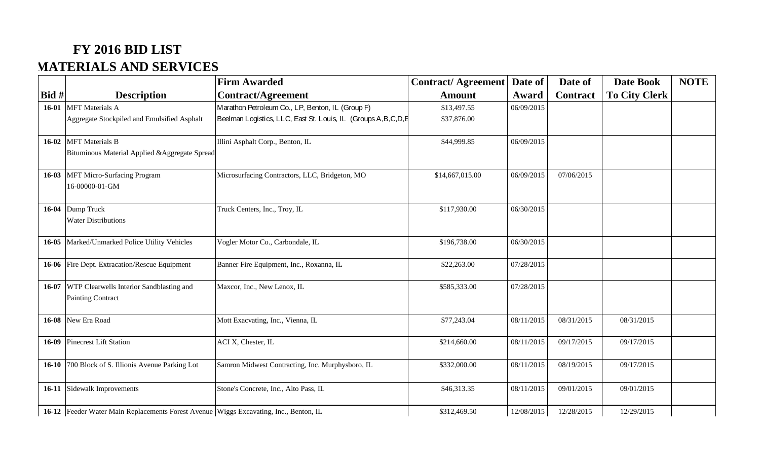# FY 2016 BID LIST

## MATERIALS AND SERVICES

| Bid # | Description | Firm Awarded Contract/Agreement | Contract/ Agreement Amount | Date of Award | Date of Contract | Date Book To City Clerk | NOTE |
|---|---|---|---|---|---|---|---|
| **16-01** | MFT Materials A<br>Aggregate Stockpiled and Emulsified Asphalt | Marathon Petroleum Co., LP, Benton, IL (Group F)<br>Beelman Logistics, LLC, East St. Louis, IL (Groups A,B,C,D,E | $13,497.55<br>$37,876.00 | 06/09/2015 | | | |
| **16-02** | MFT Materials B<br>Bituminous Material Applied &Aggregate Spread | Illini Asphalt Corp., Benton, IL | $44,999.85 | 06/09/2015 | | | |
| **16-03** | MFT Micro-Surfacing Program<br>16-00000-01-GM | Microsurfacing Contractors, LLC, Bridgeton, MO | $14,667,015.00 | 06/09/2015 | 07/06/2015 | | |
| **16-04** | Dump Truck<br>Water Distributions | Truck Centers, Inc., Troy, IL | $117,930.00 | 06/30/2015 | | | |
| **16-05** | Marked/Unmarked Police Utility Vehicles | Vogler Motor Co., Carbondale, IL | $196,738.00 | 06/30/2015 | | | |
| **16-06** | Fire Dept. Extracation/Rescue Equipment | Banner Fire Equipment, Inc., Roxanna, IL | $22,263.00 | 07/28/2015 | | | |
| **16-07** | WTP Clearwells Interior Sandblasting and Painting Contract | Maxcor, Inc., New Lenox, IL | $585,333.00 | 07/28/2015 | | | |
| **16-08** | New Era Road | Mott Exacvating, Inc., Vienna, IL | $77,243.04 | 08/11/2015 | 08/31/2015 | 08/31/2015 | |
| **16-09** | Pinecrest Lift Station | ACI X, Chester, IL | $214,660.00 | 08/11/2015 | 09/17/2015 | 09/17/2015 | |
| **16-10** | 700 Block of S. Illionis Avenue Parking Lot | Samron Midwest Contracting, Inc. Murphysboro, IL | $332,000.00 | 08/11/2015 | 08/19/2015 | 09/17/2015 | |
| **16-11** | Sidewalk Improvements | Stone's Concrete, Inc., Alto Pass, IL | $46,313.35 | 08/11/2015 | 09/01/2015 | 09/01/2015 | |
| **16-12** | Feeder Water Main Replacements Forest Avenue | Wiggs Excavating, Inc., Benton, IL | $312,469.50 | 12/08/2015 | 12/28/2015 | 12/29/2015 | |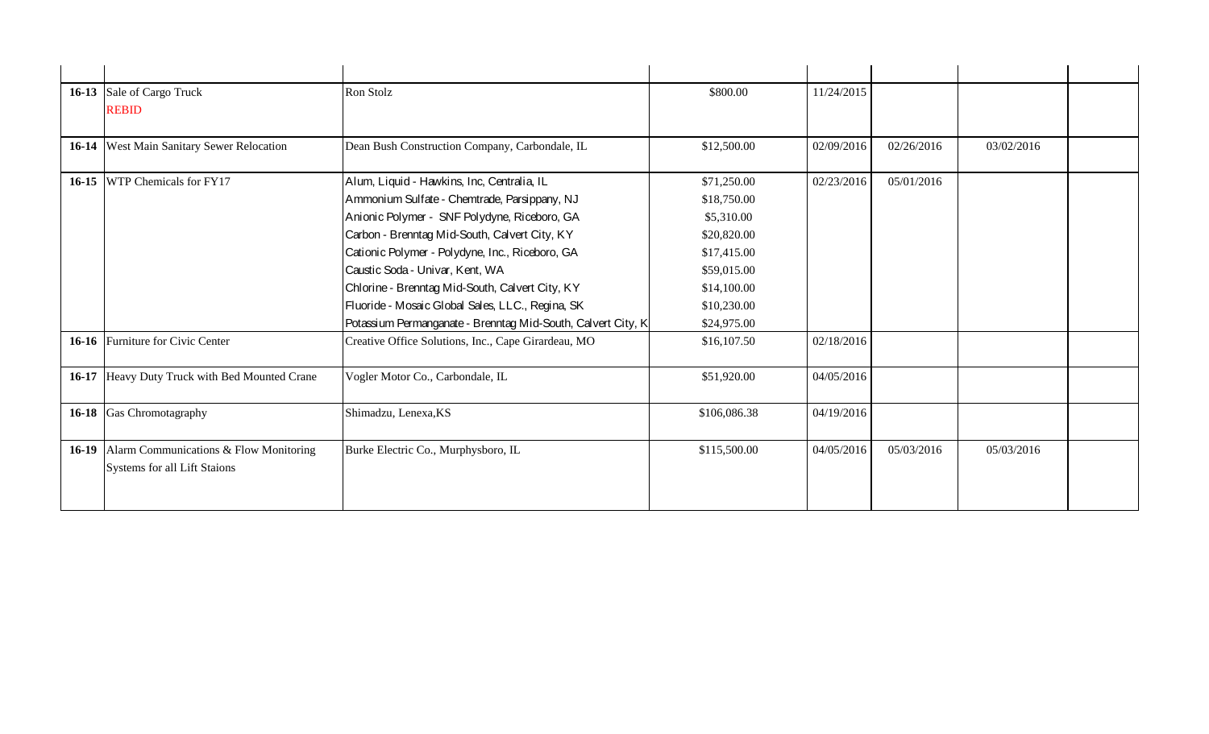| | | | | | | | |
|---|---|---|---|---|---|---|---|
| **16-13** | Sale of Cargo Truck<br>REBID | Ron Stolz | $800.00 | 11/24/2015 | | | |
| **16-14** | West Main Sanitary Sewer Relocation | Dean Bush Construction Company, Carbondale, IL | $12,500.00 | 02/09/2016 | 02/26/2016 | 03/02/2016 | |
| **16-15** | WTP Chemicals for FY17 | Alum, Liquid - Hawkins, Inc, Centralia, IL | $71,250.00 | 02/23/2016 | 05/01/2016 | | |
| | | Ammonium Sulfate - Chemtrade, Parsippany, NJ | $18,750.00 | | | | |
| | | Anionic Polymer - SNF Polydyne, Riceboro, GA | $5,310.00 | | | | |
| | | Carbon - Brenntag Mid-South, Calvert City, KY | $20,820.00 | | | | |
| | | Cationic Polymer - Polydyne, Inc., Riceboro, GA | $17,415.00 | | | | |
| | | Caustic Soda - Univar, Kent, WA | $59,015.00 | | | | |
| | | Chlorine - Brenntag Mid-South, Calvert City, KY | $14,100.00 | | | | |
| | | Fluoride - Mosaic Global Sales, LLC., Regina, SK | $10,230.00 | | | | |
| | | Potassium Permanganate - Brenntag Mid-South, Calvert City, K | $24,975.00 | | | | |
| **16-16** | Furniture for Civic Center | Creative Office Solutions, Inc., Cape Girardeau, MO | $16,107.50 | 02/18/2016 | | | |
| **16-17** | Heavy Duty Truck with Bed Mounted Crane | Vogler Motor Co., Carbondale, IL | $51,920.00 | 04/05/2016 | | | |
| **16-18** | Gas Chromotagraphy | Shimadzu, Lenexa,KS | $106,086.38 | 04/19/2016 | | | |
| **16-19** | Alarm Communications & Flow Monitoring Systems for all Lift Staions | Burke Electric Co., Murphysboro, IL | $115,500.00 | 04/05/2016 | 05/03/2016 | 05/03/2016 | |